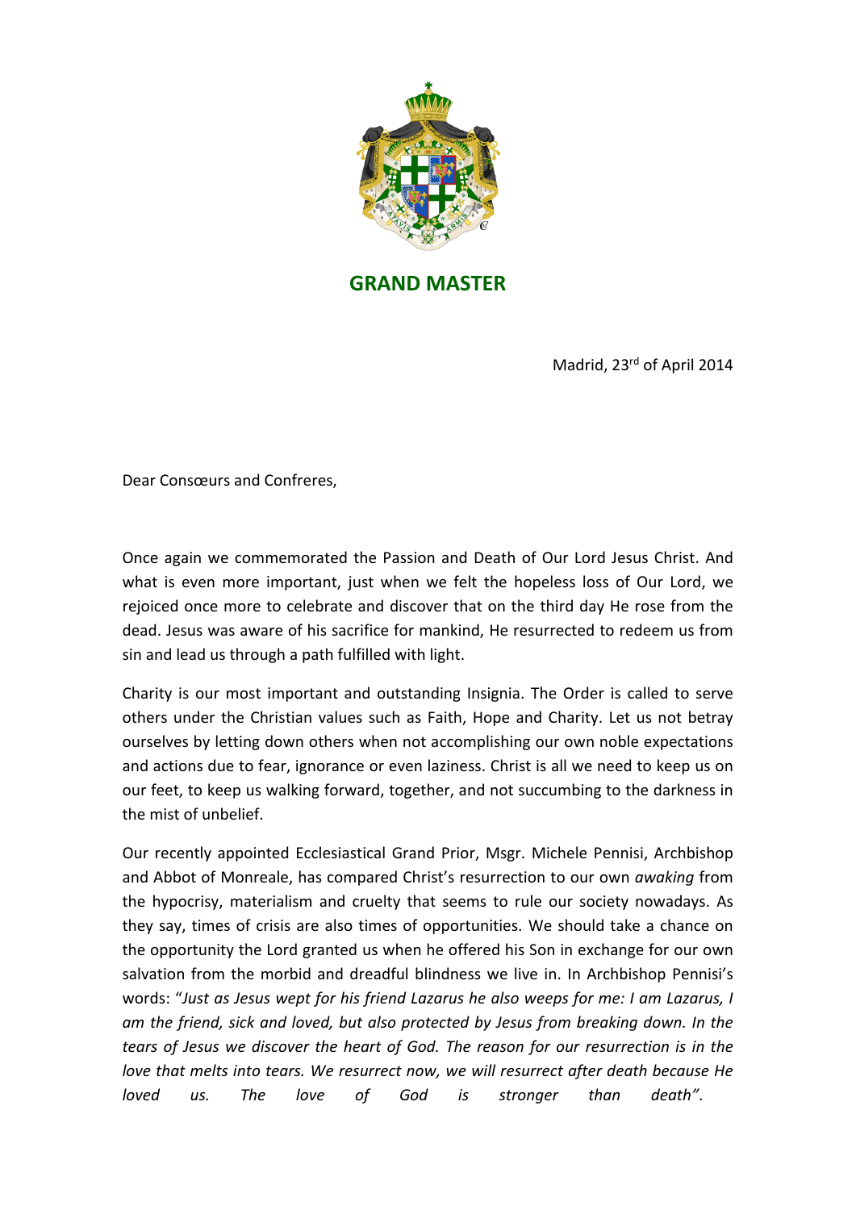# GRAND MASTER

Madrid, 23rd of April 2014

Dear Consœurs and Confreres,

Once again we commemorated the Passion and Death of Our Lord Jesus Christ. And what is even more important, just when we felt the hopeless loss of Our Lord, we rejoiced once more to celebrate and discover that on the third day He rose from the dead. Jesus was aware of his sacrifice for mankind, He resurrected to redeem us from sin and lead us through a path fulfilled with light.

Charity is our most important and outstanding Insignia. The Order is called to serve others under the Christian values such as Faith, Hope and Charity. Let us not betray ourselves by letting down others when not accomplishing our own noble expectations and actions due to fear, ignorance or even laziness. Christ is all we need to keep us on our feet, to keep us walking forward, together, and not succumbing to the darkness in the mist of unbelief.

Our recently appointed Ecclesiastical Grand Prior, Msgr. Michele Pennisi, Archbishop and Abbot of Monreale, has compared Christ's resurrection to our own *awaking* from the hypocrisy, materialism and cruelty that seems to rule our society nowadays. As they say, times of crisis are also times of opportunities. We should take a chance on the opportunity the Lord granted us when he offered his Son in exchange for our own salvation from the morbid and dreadful blindness we live in. In Archbishop Pennisi's words: "*Just as Jesus wept for his friend Lazarus he also weeps for me: I am Lazarus, I am the friend, sick and loved, but also protected by Jesus from breaking down. In the tears of Jesus we discover the heart of God. The reason for our resurrection is in the love that melts into tears. We resurrect now, we will resurrect after death because He loved us. The love of God is stronger than death*".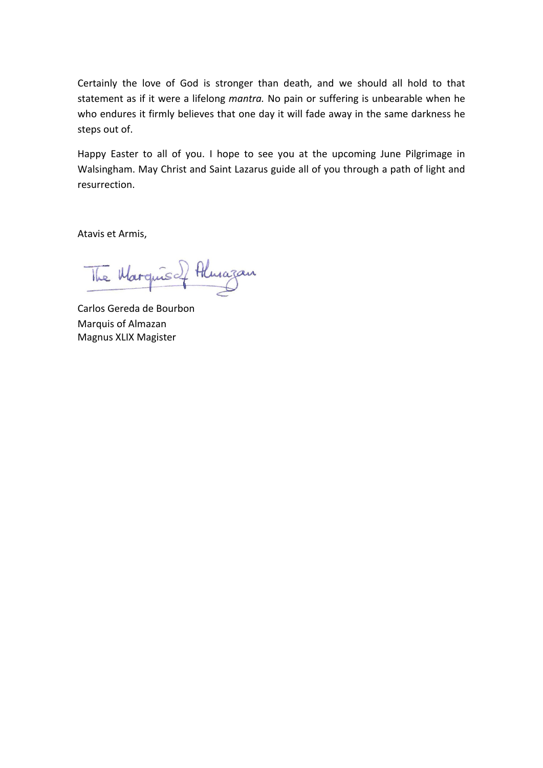Certainly the love of God is stronger than death, and we should all hold to that statement as if it were a lifelong *mantra.* No pain or suffering is unbearable when he who endures it firmly believes that one day it will fade away in the same darkness he steps out of.

Happy Easter to all of you. I hope to see you at the upcoming June Pilgrimage in Walsingham. May Christ and Saint Lazarus guide all of you through a path of light and resurrection.

Atavis et Armis,

The Marquis of Almazan

Carlos Gereda de Bourbon
Marquis of Almazan
Magnus XLIX Magister